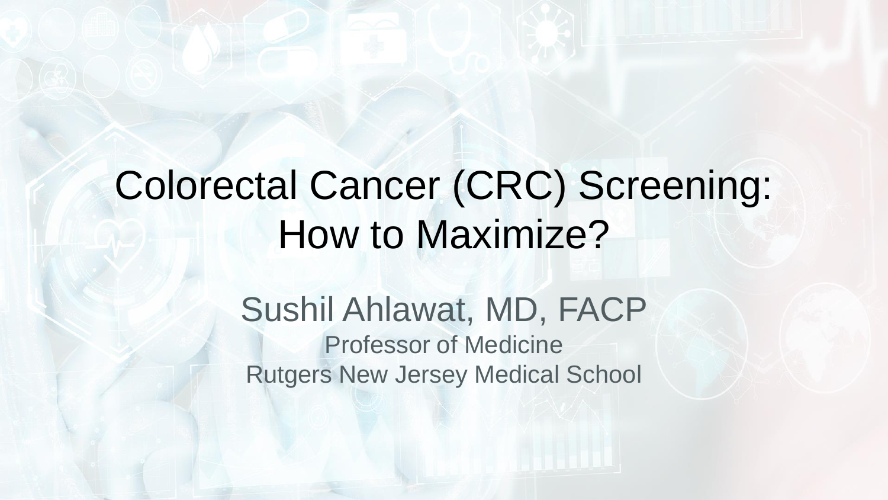# Colorectal Cancer (CRC) Screening: How to Maximize?

## Sushil Ahlawat, MD, FACP

Professor of Medicine

Rutgers New Jersey Medical School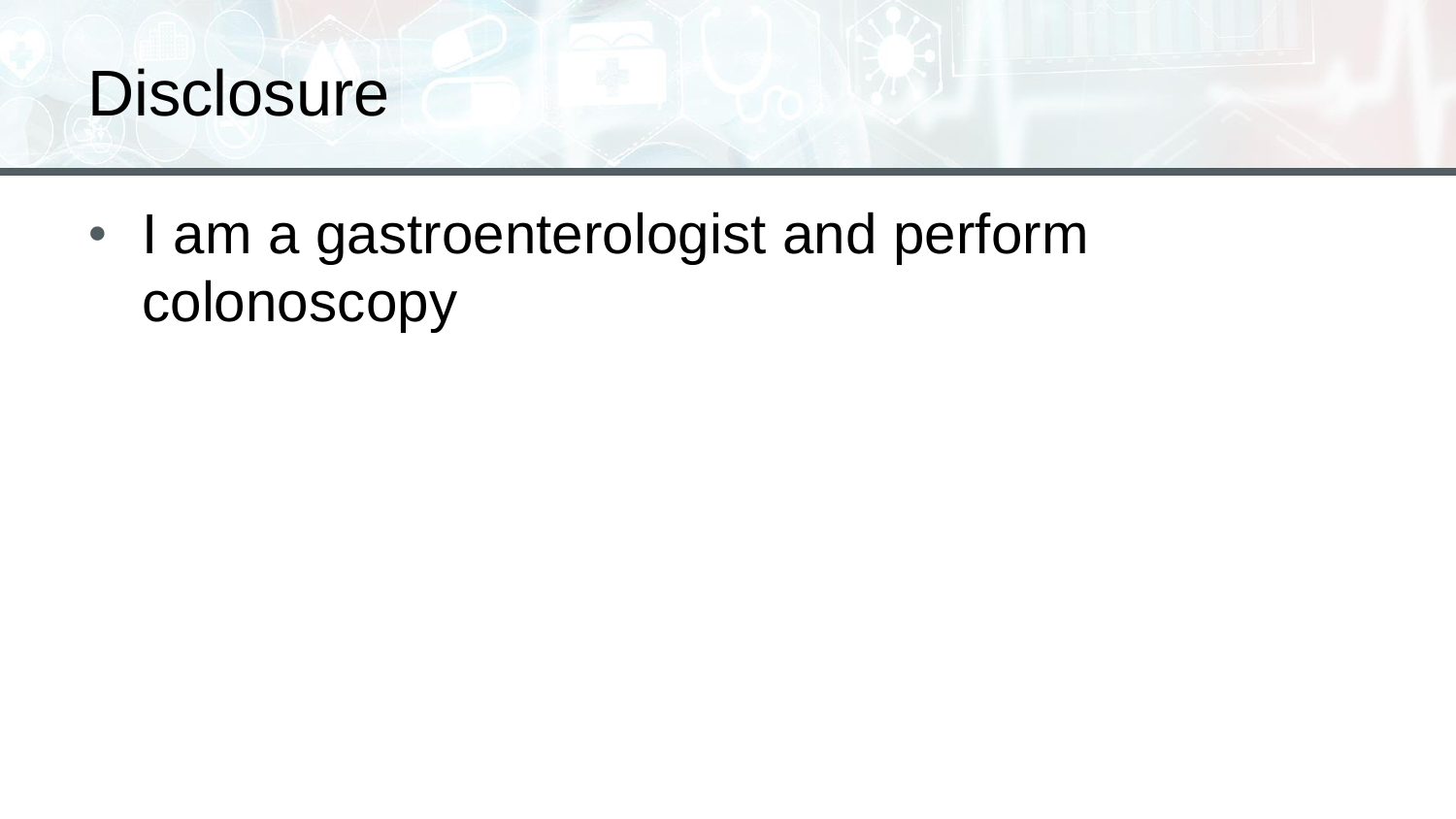# Disclosure

- I am a gastroenterologist and perform colonoscopy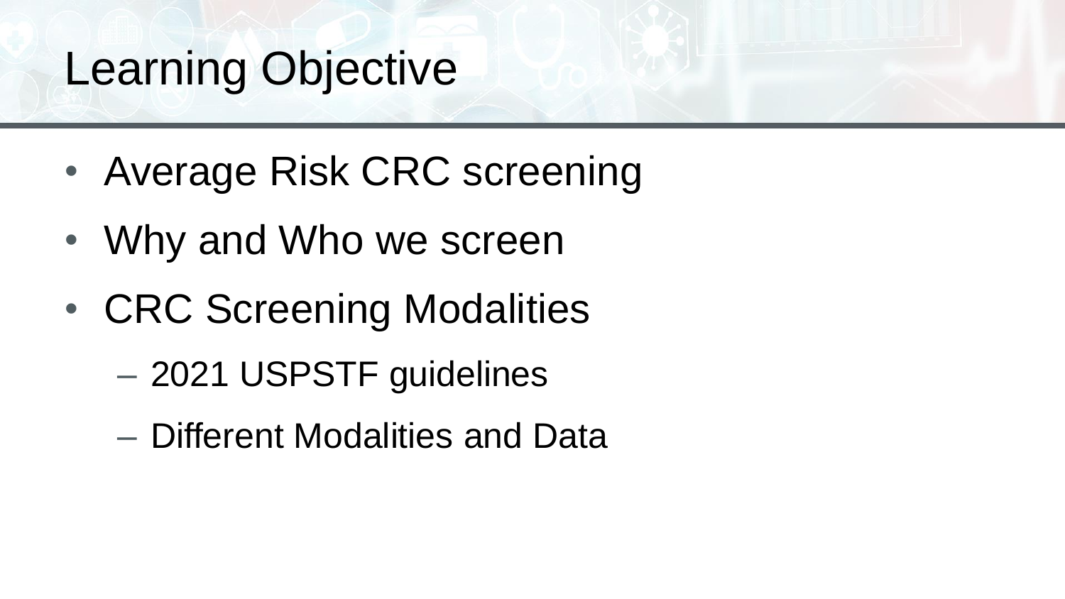# Learning Objective

- Average Risk CRC screening
- Why and Who we screen
- CRC Screening Modalities
  - 2021 USPSTF guidelines
  - Different Modalities and Data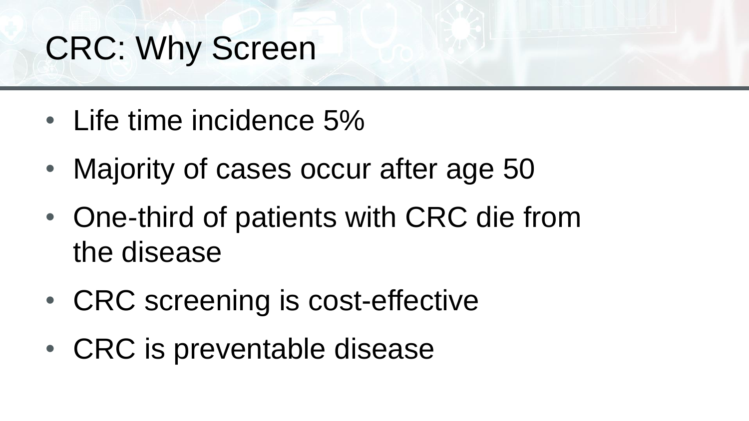# CRC: Why Screen

- Life time incidence 5%
- Majority of cases occur after age 50
- One-third of patients with CRC die from the disease
- CRC screening is cost-effective
- CRC is preventable disease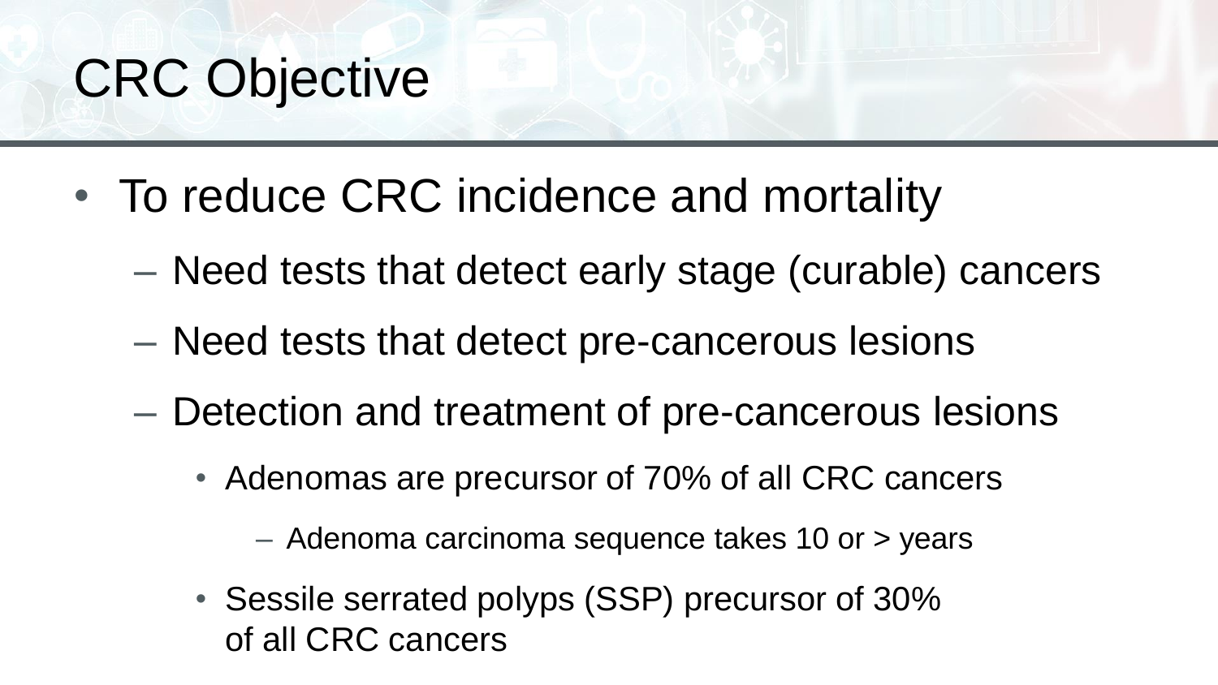# CRC Objective

- To reduce CRC incidence and mortality
  - Need tests that detect early stage (curable) cancers
  - Need tests that detect pre-cancerous lesions
  - Detection and treatment of pre-cancerous lesions
    - Adenomas are precursor of 70% of all CRC cancers
      - Adenoma carcinoma sequence takes 10 or > years
    - Sessile serrated polyps (SSP) precursor of 30% of all CRC cancers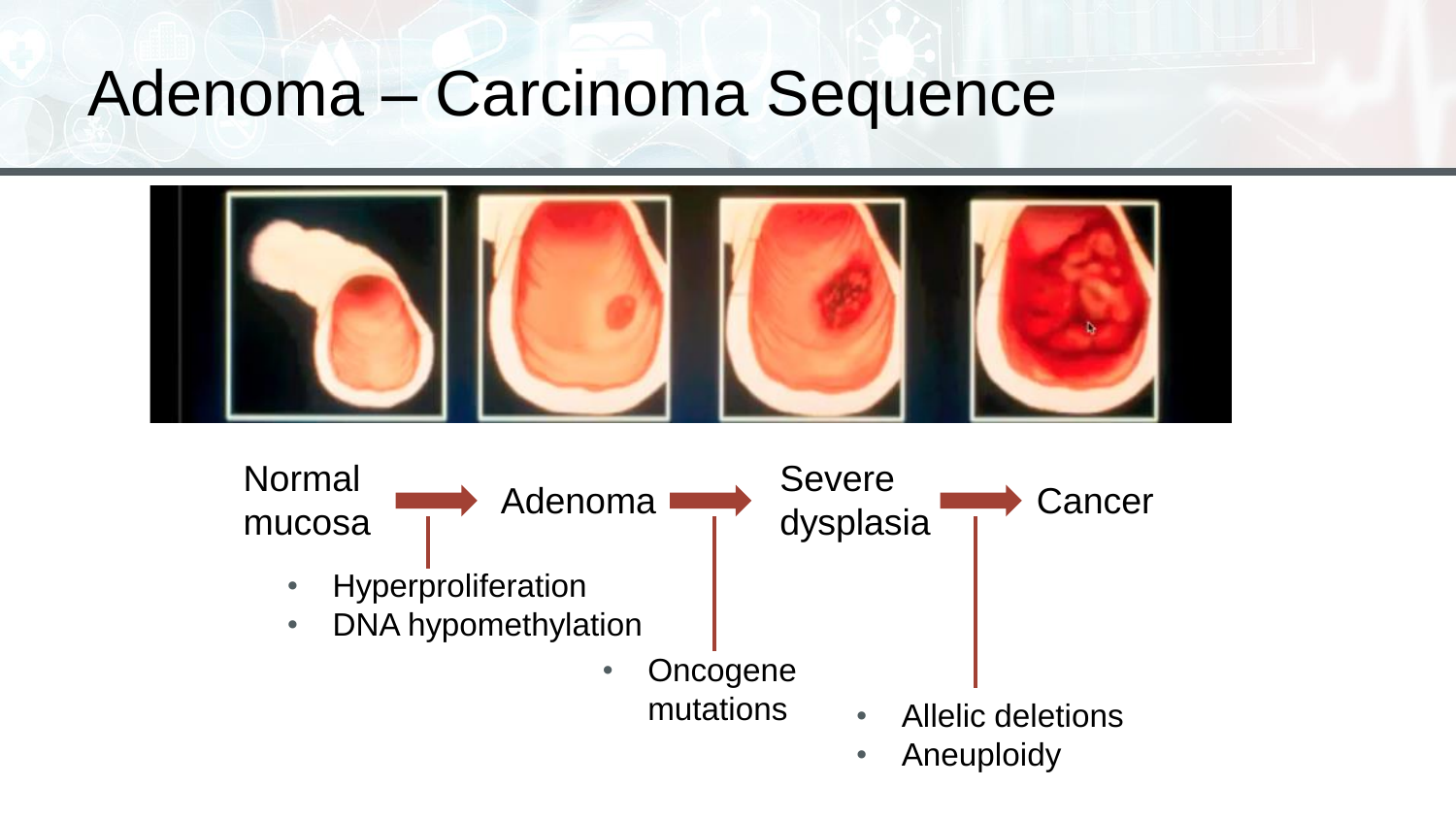# Adenoma – Carcinoma Sequence

Normal mucosa → Adenoma → Severe dysplasia → Cancer

- Hyperproliferation
- DNA hypomethylation

- Oncogene mutations

- Allelic deletions
- Aneuploidy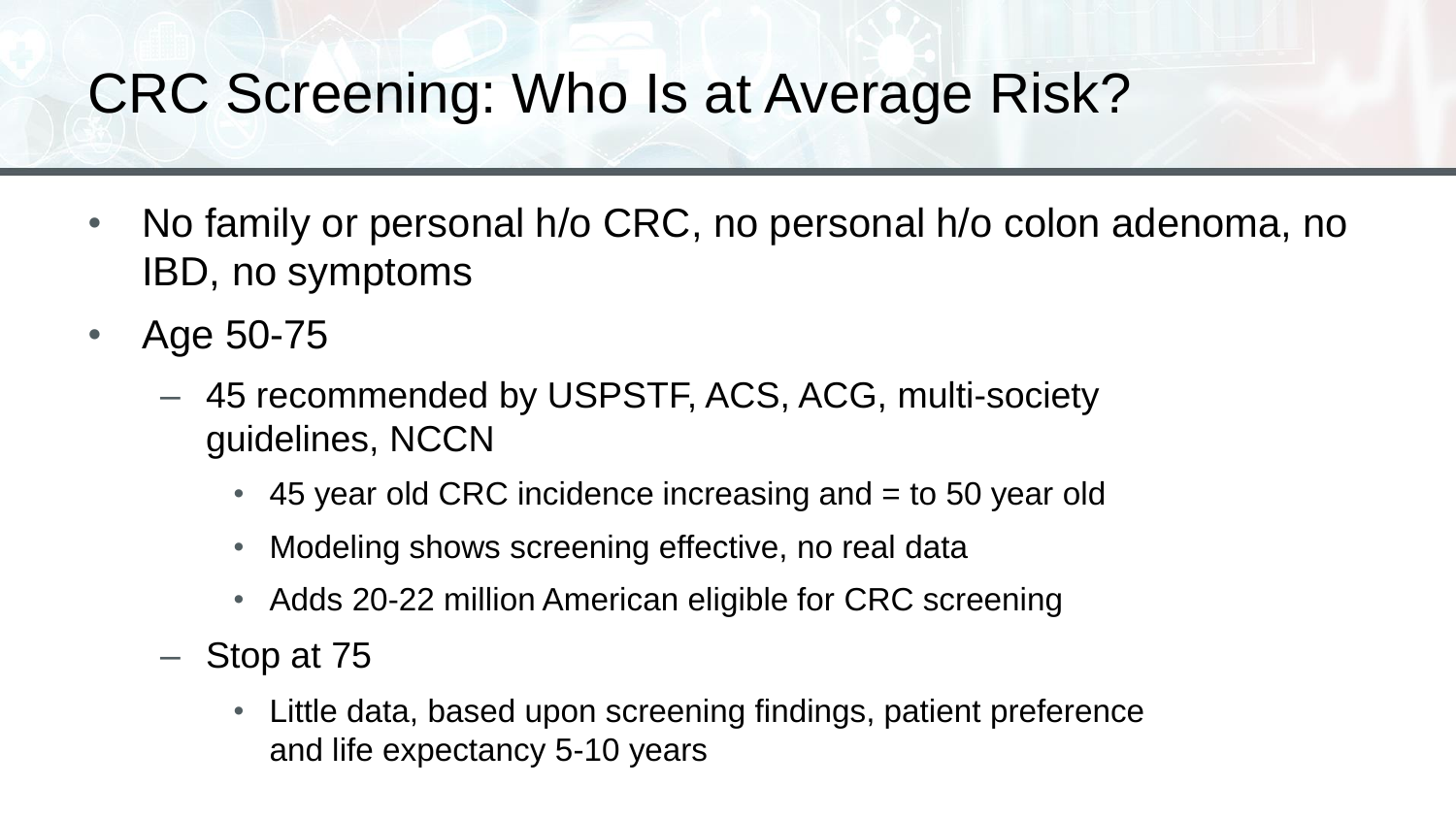# CRC Screening: Who Is at Average Risk?

- No family or personal h/o CRC, no personal h/o colon adenoma, no IBD, no symptoms
- Age 50-75
  - 45 recommended by USPSTF, ACS, ACG, multi-society guidelines, NCCN
    - 45 year old CRC incidence increasing and = to 50 year old
    - Modeling shows screening effective, no real data
    - Adds 20-22 million American eligible for CRC screening
  - Stop at 75
    - Little data, based upon screening findings, patient preference and life expectancy 5-10 years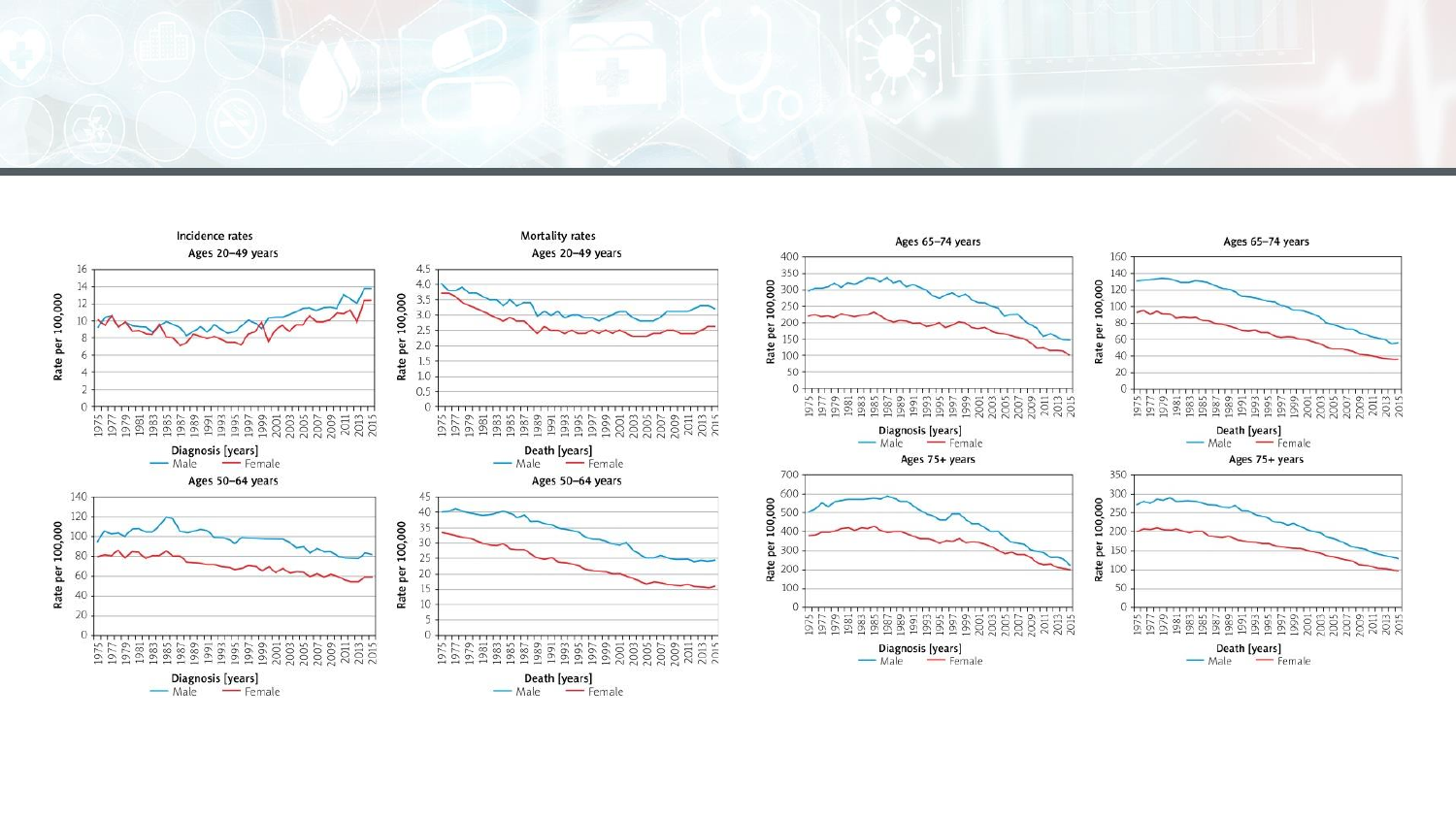Incidence rates

Ages 20–49 years

Rate per 100,000

16
14
12
10
8
6
4
2
0

1975 1977 1979 1981 1983 1985 1987 1989 1991 1993 1995 1997 1999 2001 2003 2005 2007 2009 2011 2013 2015

Diagnosis [years]

Male Female

Mortality rates

Ages 20–49 years

Rate per 100,000

4.5
4.0
3.5
3.0
2.5
2.0
1.5
1.0
0.5
0

1975 1977 1979 1981 1983 1985 1987 1989 1991 1993 1995 1997 1999 2001 2003 2005 2007 2009 2011 2013 2015

Death [years]

Male Female

Ages 50–64 years

Rate per 100,000

140
120
100
80
60
40
20
0

1975 1977 1979 1981 1983 1985 1987 1989 1991 1993 1995 1997 1999 2001 2003 2005 2007 2009 2011 2013 2015

Diagnosis [years]

Male Female

Ages 50–64 years

Rate per 100,000

45
40
35
30
25
20
15
10
5
0

1975 1977 1979 1981 1983 1985 1987 1989 1991 1993 1995 1997 1999 2001 2003 2005 2007 2009 2011 2013 2015

Death [years]

Male Female

Ages 65–74 years

Rate per 100,000

400
350
300
250
200
150
100
50
0

1975 1977 1979 1981 1983 1985 1987 1989 1991 1993 1995 1997 1999 2001 2003 2005 2007 2009 2011 2013 2015

Diagnosis [years]

Male Female

Ages 65–74 years

Rate per 100,000

160
140
120
100
80
60
40
20
0

1975 1977 1979 1981 1983 1985 1987 1989 1991 1993 1995 1997 1999 2001 2003 2005 2007 2009 2011 2013 2015

Death [years]

Male Female

Ages 75+ years

Rate per 100,000

700
600
500
400
300
200
100
0

1975 1977 1979 1981 1983 1985 1987 1989 1991 1993 1995 1997 1999 2001 2003 2005 2007 2009 2011 2013 2015

Diagnosis [years]

Male Female

Ages 75+ years

Rate per 100,000

350
300
250
200
150
100
50
0

1975 1977 1979 1981 1983 1985 1987 1989 1991 1993 1995 1997 1999 2001 2003 2005 2007 2009 2011 2013 2015

Death [years]

Male Female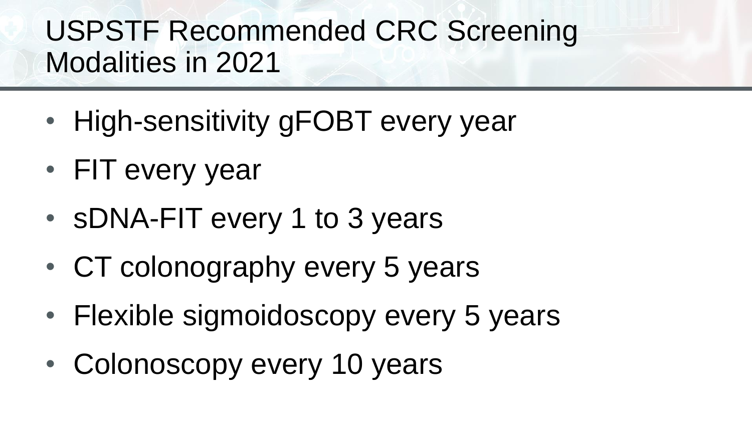# USPSTF Recommended CRC Screening Modalities in 2021

- High-sensitivity gFOBT every year
- FIT every year
- sDNA-FIT every 1 to 3 years
- CT colonography every 5 years
- Flexible sigmoidoscopy every 5 years
- Colonoscopy every 10 years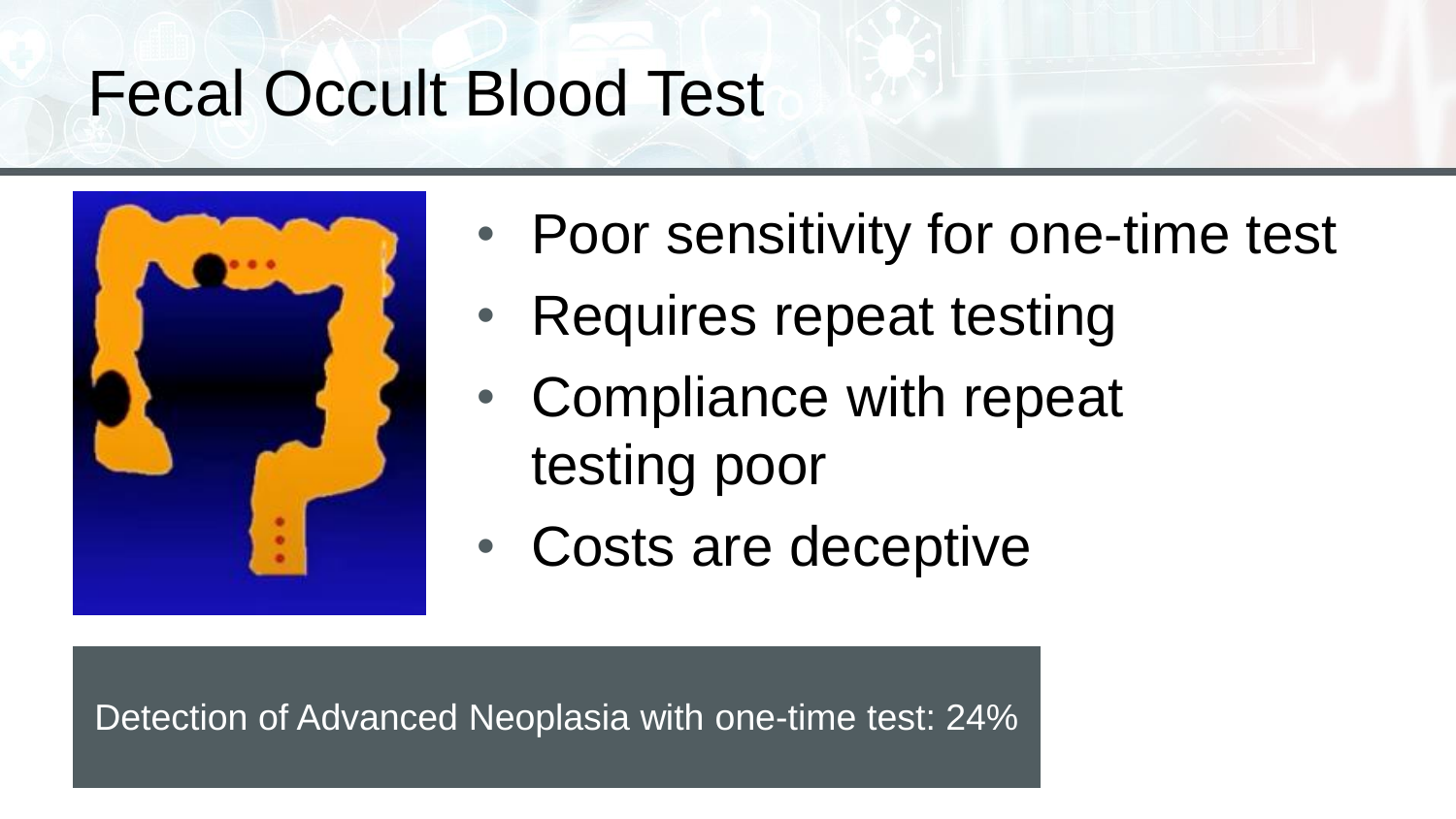# Fecal Occult Blood Test

- Poor sensitivity for one-time test
- Requires repeat testing
- Compliance with repeat testing poor
- Costs are deceptive

Detection of Advanced Neoplasia with one-time test: 24%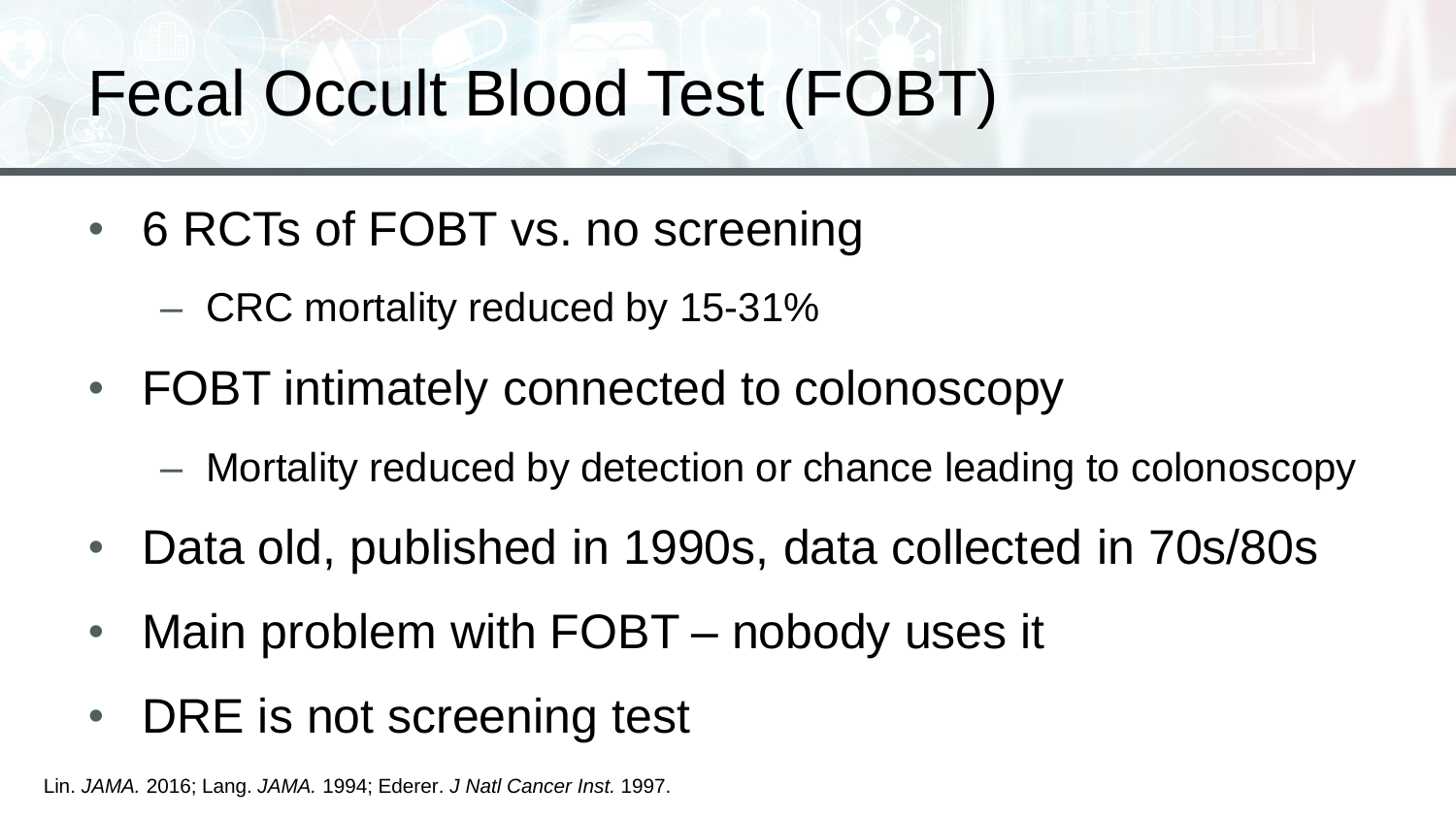# Fecal Occult Blood Test (FOBT)

- 6 RCTs of FOBT vs. no screening
  - CRC mortality reduced by 15-31%
- FOBT intimately connected to colonoscopy
  - Mortality reduced by detection or chance leading to colonoscopy
- Data old, published in 1990s, data collected in 70s/80s
- Main problem with FOBT – nobody uses it
- DRE is not screening test

Lin. *JAMA.* 2016; Lang. *JAMA.* 1994; Ederer. *J Natl Cancer Inst.* 1997.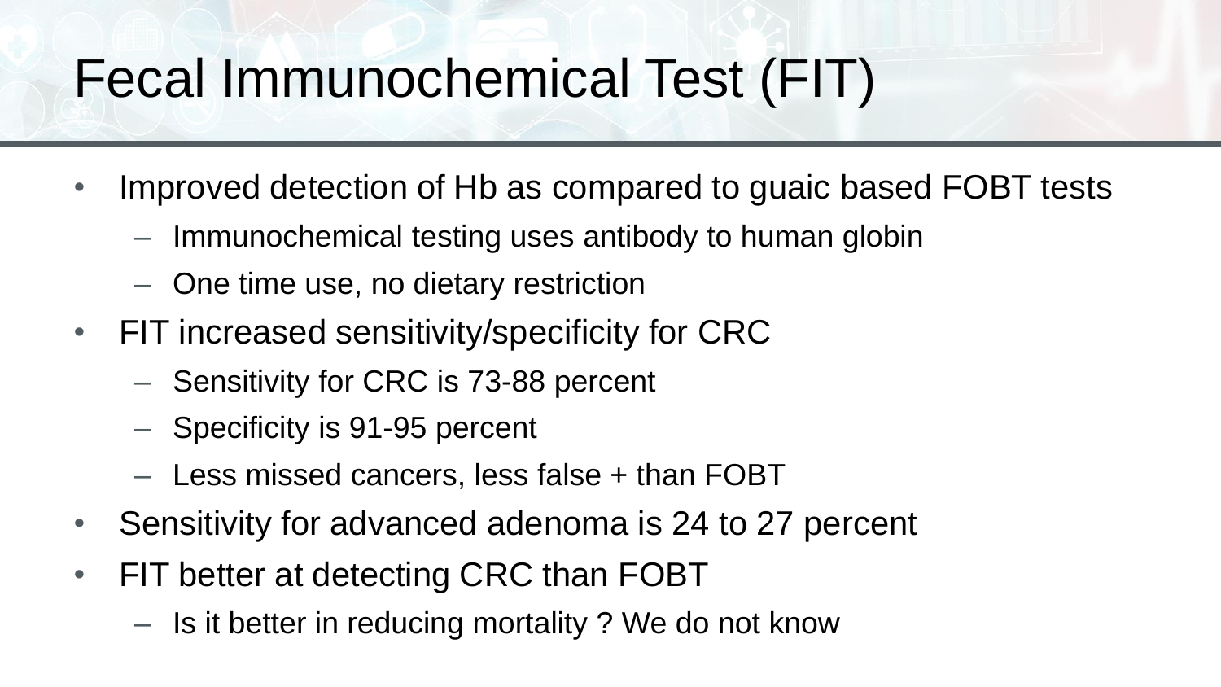# Fecal Immunochemical Test (FIT)

- Improved detection of Hb as compared to guaic based FOBT tests
  - Immunochemical testing uses antibody to human globin
  - One time use, no dietary restriction
- FIT increased sensitivity/specificity for CRC
  - Sensitivity for CRC is 73-88 percent
  - Specificity is 91-95 percent
  - Less missed cancers, less false + than FOBT
- Sensitivity for advanced adenoma is 24 to 27 percent
- FIT better at detecting CRC than FOBT
  - Is it better in reducing mortality ? We do not know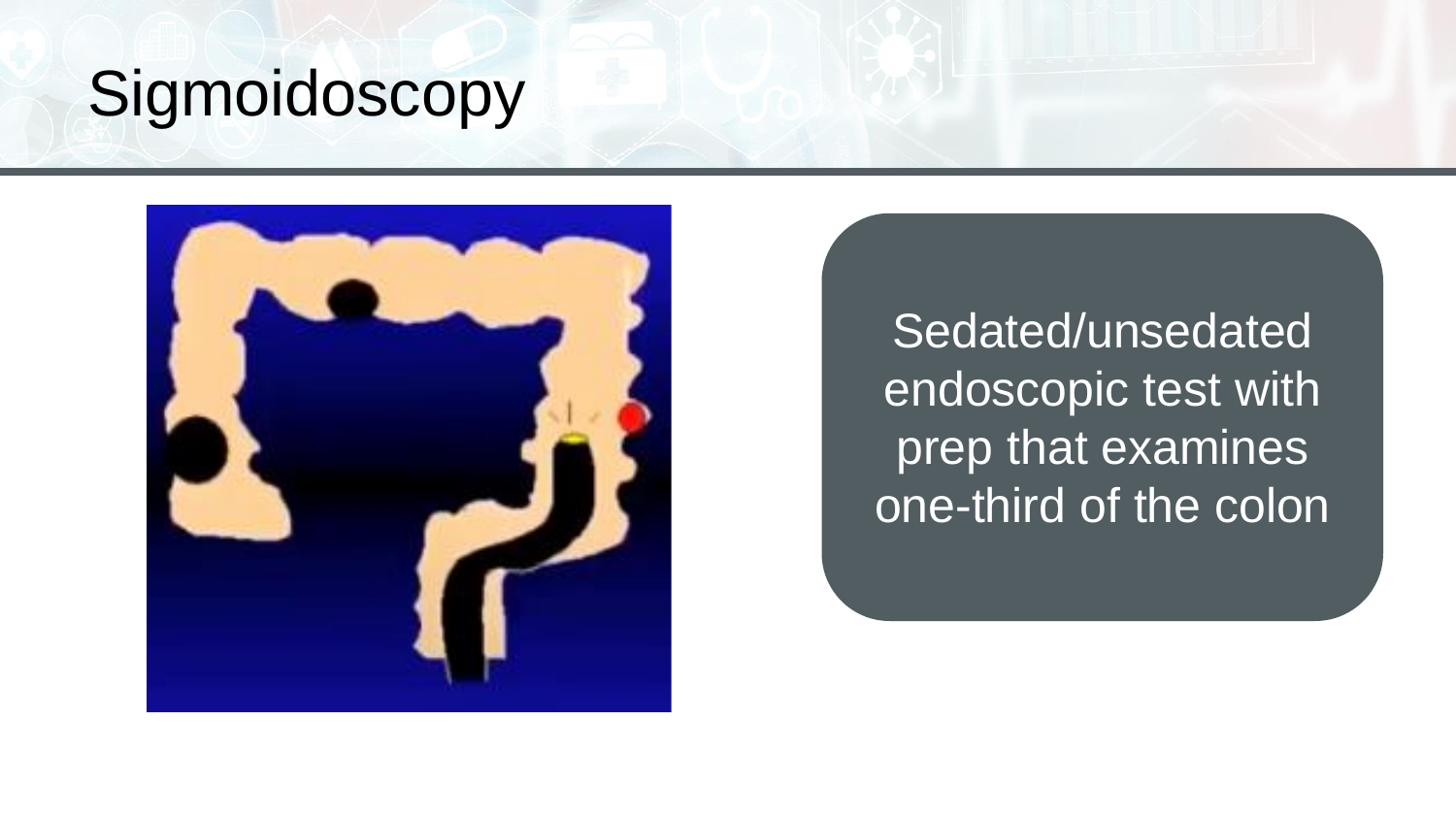# Sigmoidoscopy

Sedated/unsedated endoscopic test with prep that examines one-third of the colon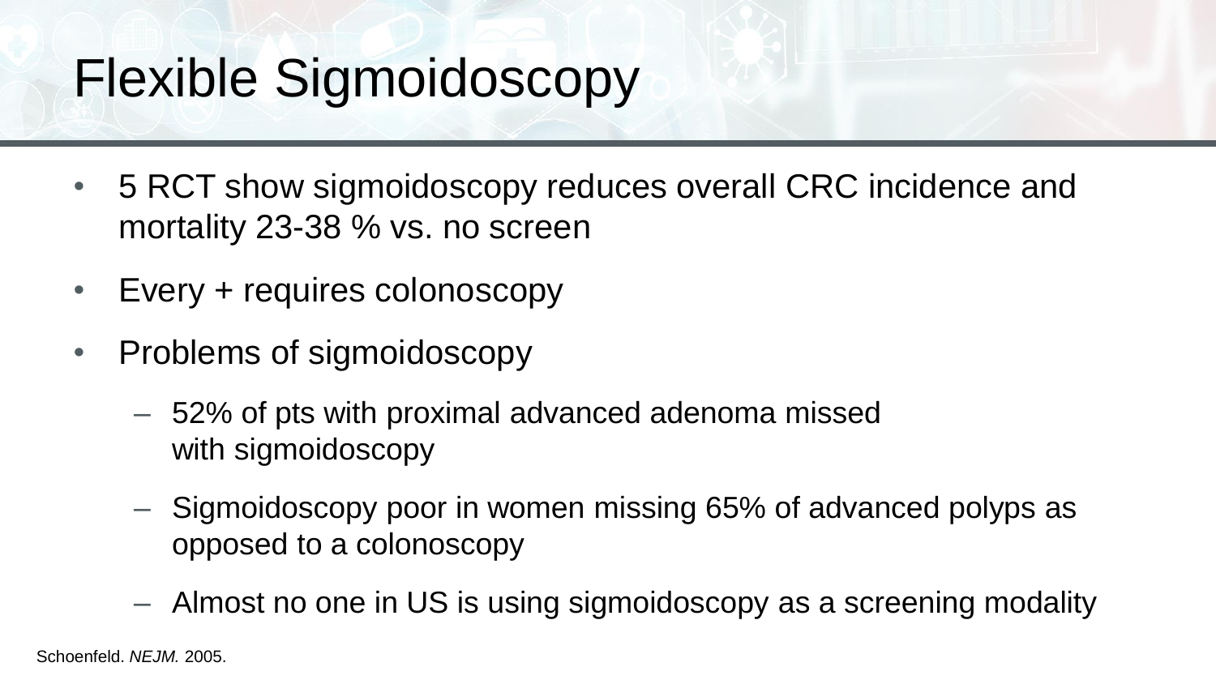# Flexible Sigmoidoscopy

- 5 RCT show sigmoidoscopy reduces overall CRC incidence and mortality 23-38 % vs. no screen
- Every + requires colonoscopy
- Problems of sigmoidoscopy
  - 52% of pts with proximal advanced adenoma missed with sigmoidoscopy
  - Sigmoidoscopy poor in women missing 65% of advanced polyps as opposed to a colonoscopy
  - Almost no one in US is using sigmoidoscopy as a screening modality

Schoenfeld. *NEJM.* 2005.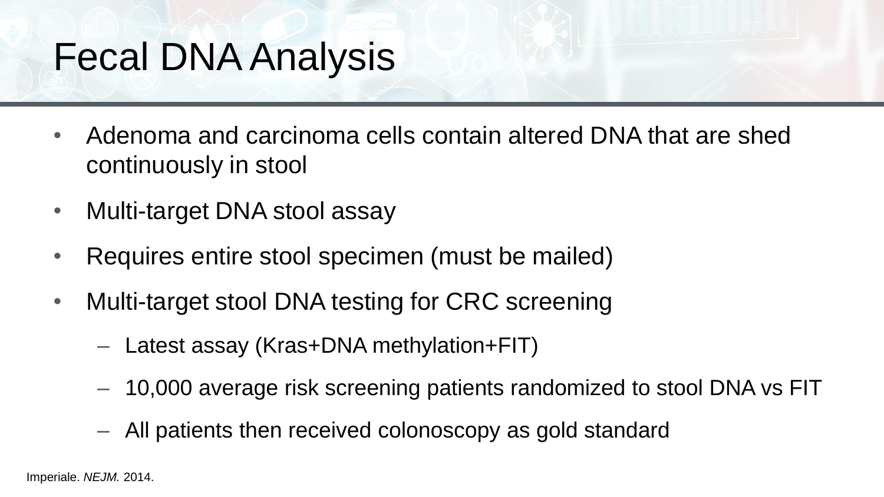# Fecal DNA Analysis

- Adenoma and carcinoma cells contain altered DNA that are shed continuously in stool
- Multi-target DNA stool assay
- Requires entire stool specimen (must be mailed)
- Multi-target stool DNA testing for CRC screening
  - Latest assay (Kras+DNA methylation+FIT)
  - 10,000 average risk screening patients randomized to stool DNA vs FIT
  - All patients then received colonoscopy as gold standard

Imperiale. *NEJM.* 2014.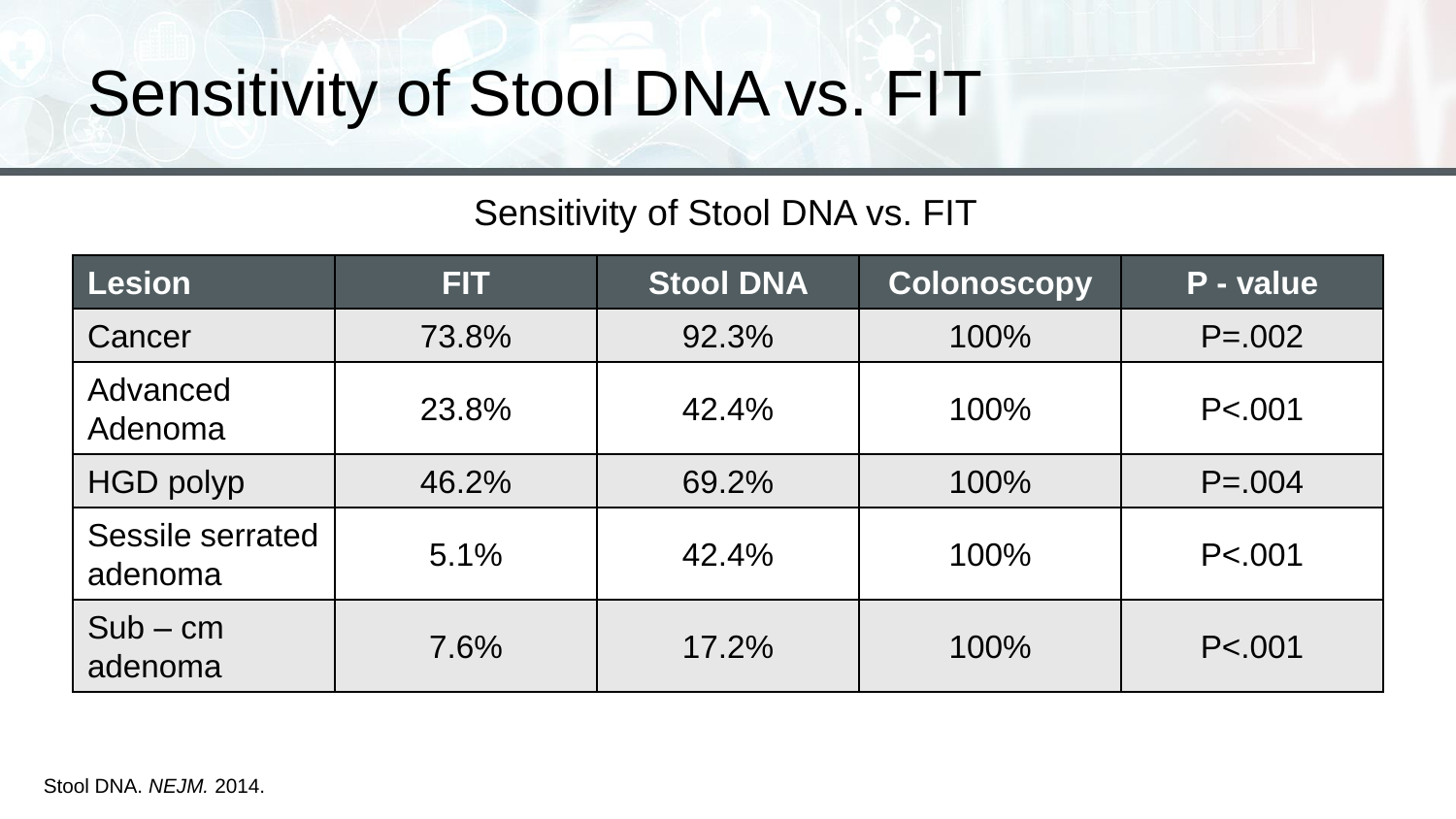# Sensitivity of Stool DNA vs. FIT

Sensitivity of Stool DNA vs. FIT

| Lesion | FIT | Stool DNA | Colonoscopy | P - value |
|---|---|---|---|---|
| Cancer | 73.8% | 92.3% | 100% | P=.002 |
| Advanced Adenoma | 23.8% | 42.4% | 100% | P<.001 |
| HGD polyp | 46.2% | 69.2% | 100% | P=.004 |
| Sessile serrated adenoma | 5.1% | 42.4% | 100% | P<.001 |
| Sub – cm adenoma | 7.6% | 17.2% | 100% | P<.001 |

Stool DNA. *NEJM.* 2014.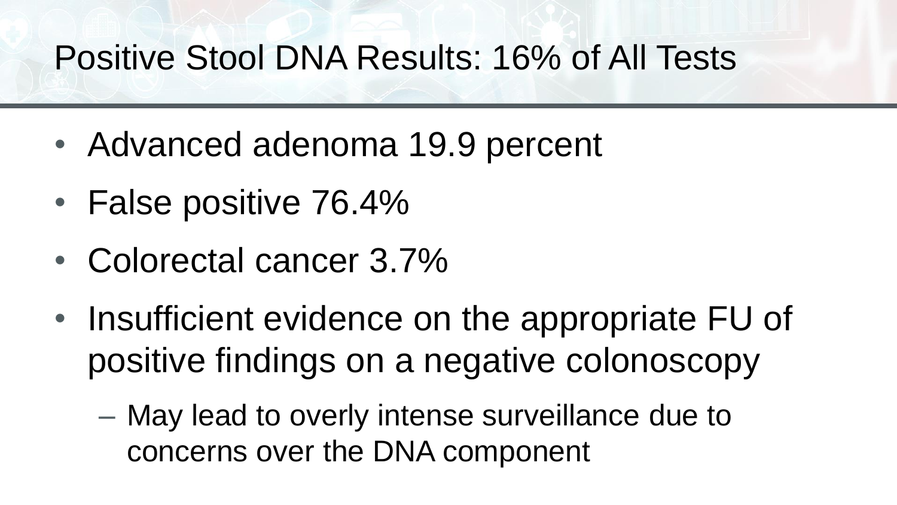# Positive Stool DNA Results: 16% of All Tests

- Advanced adenoma 19.9 percent
- False positive 76.4%
- Colorectal cancer 3.7%
- Insufficient evidence on the appropriate FU of positive findings on a negative colonoscopy
  - May lead to overly intense surveillance due to concerns over the DNA component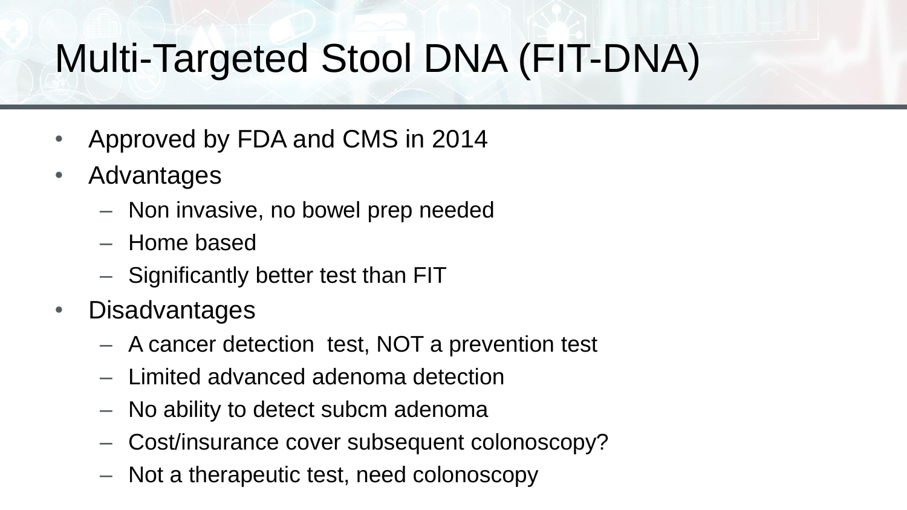# Multi-Targeted Stool DNA (FIT-DNA)

- Approved by FDA and CMS in 2014
- Advantages
  - Non invasive, no bowel prep needed
  - Home based
  - Significantly better test than FIT
- Disadvantages
  - A cancer detection test, NOT a prevention test
  - Limited advanced adenoma detection
  - No ability to detect subcm adenoma
  - Cost/insurance cover subsequent colonoscopy?
  - Not a therapeutic test, need colonoscopy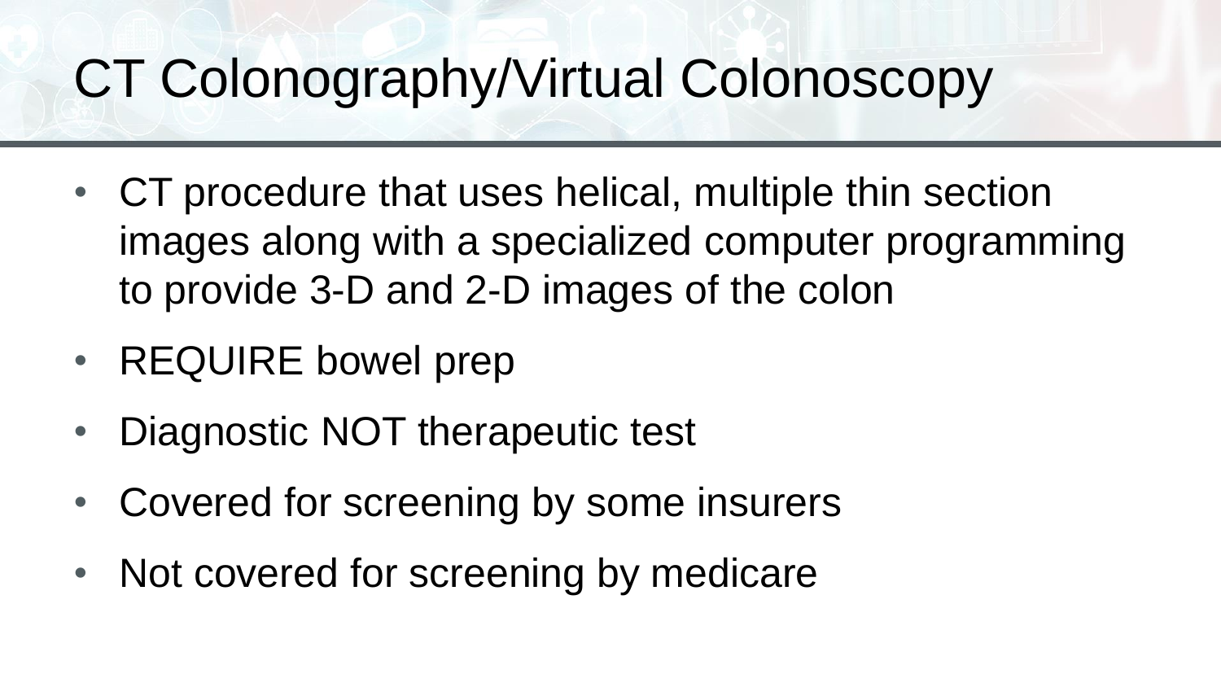# CT Colonography/Virtual Colonoscopy

- CT procedure that uses helical, multiple thin section images along with a specialized computer programming to provide 3-D and 2-D images of the colon
- REQUIRE bowel prep
- Diagnostic NOT therapeutic test
- Covered for screening by some insurers
- Not covered for screening by medicare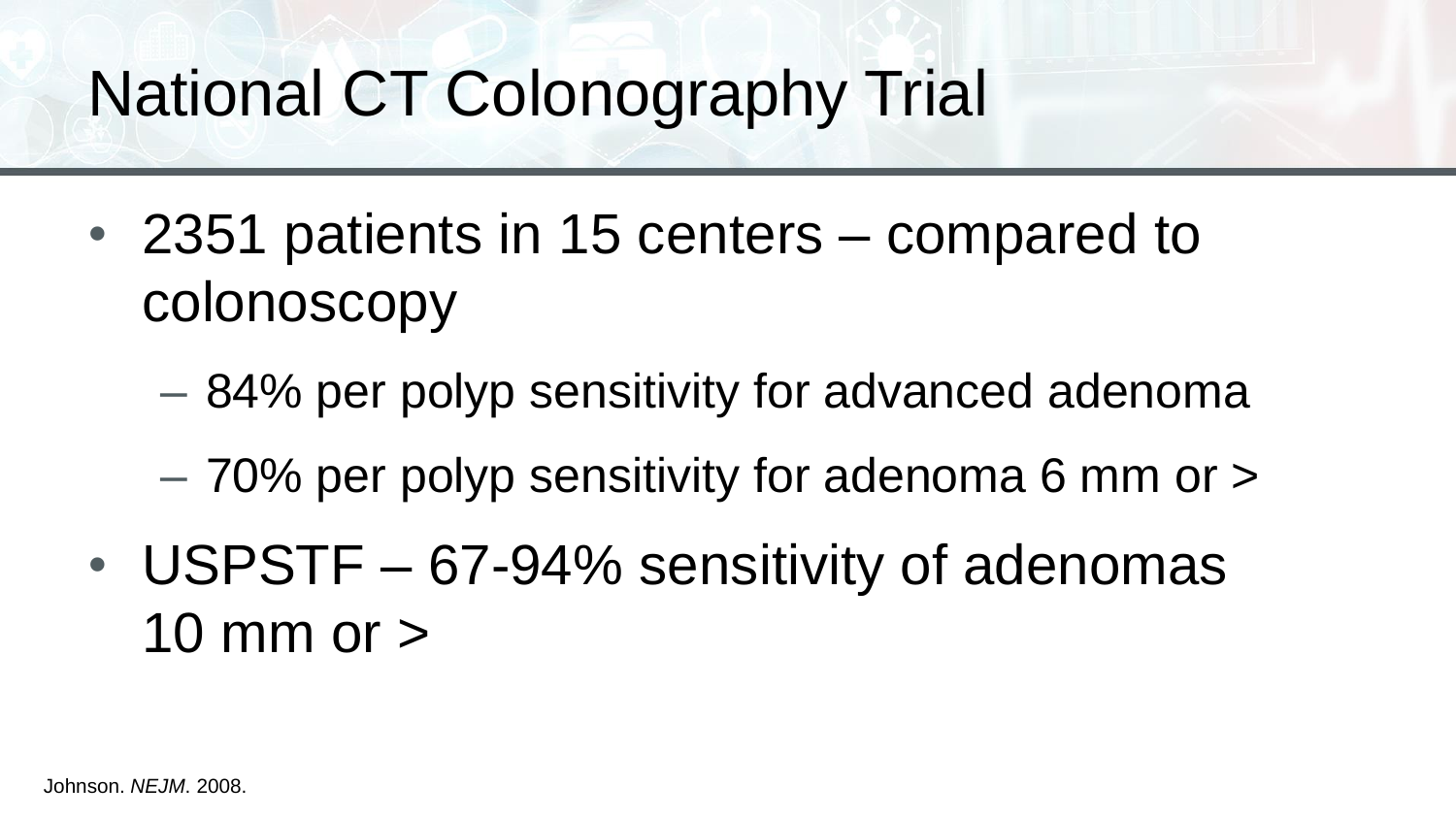# National CT Colonography Trial

- 2351 patients in 15 centers – compared to colonoscopy
  - 84% per polyp sensitivity for advanced adenoma
  - 70% per polyp sensitivity for adenoma 6 mm or >
- USPSTF – 67-94% sensitivity of adenomas 10 mm or >

Johnson. *NEJM*. 2008.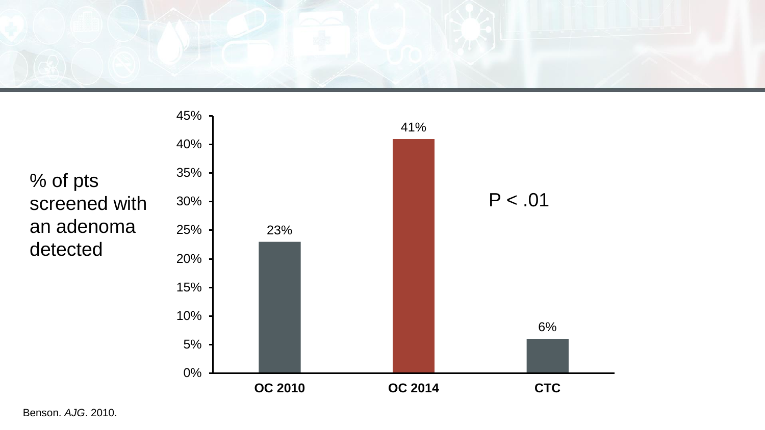% of pts screened with an adenoma detected

45%
40%
35%
30%
25%
20%
15%
10%
5%
0%

23%
41%
6%

P < .01

OC 2010
OC 2014
CTC

Benson. *AJG*. 2010.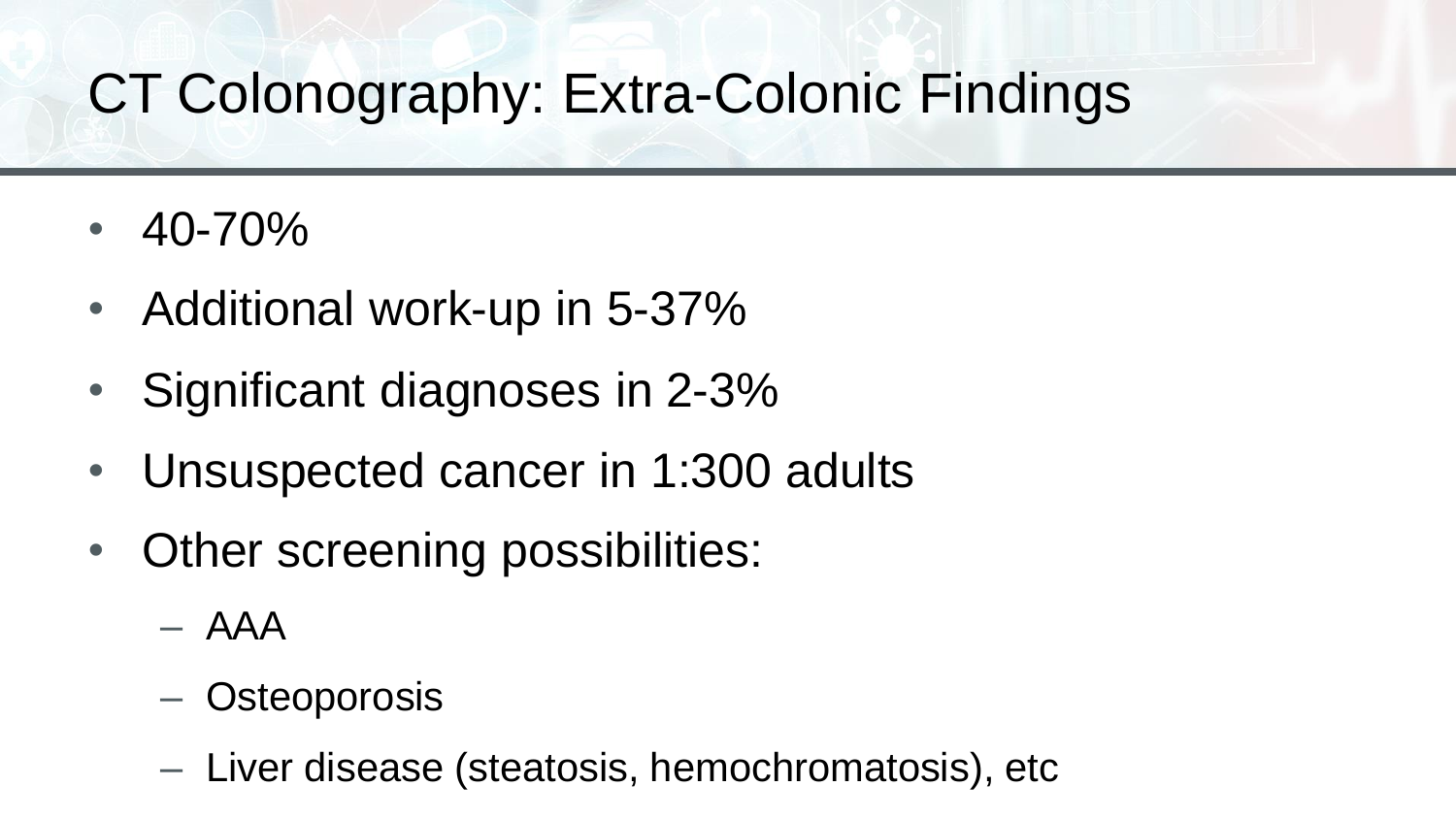# CT Colonography: Extra-Colonic Findings

- 40-70%
- Additional work-up in 5-37%
- Significant diagnoses in 2-3%
- Unsuspected cancer in 1:300 adults
- Other screening possibilities:
  - AAA
  - Osteoporosis
  - Liver disease (steatosis, hemochromatosis), etc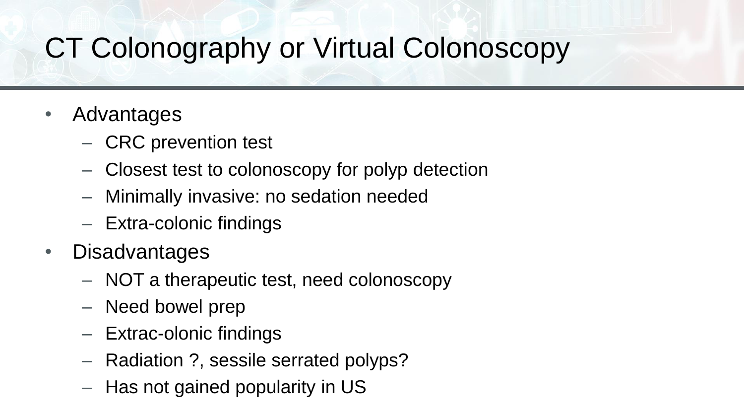# CT Colonography or Virtual Colonoscopy

- Advantages
  - CRC prevention test
  - Closest test to colonoscopy for polyp detection
  - Minimally invasive: no sedation needed
  - Extra-colonic findings
- Disadvantages
  - NOT a therapeutic test, need colonoscopy
  - Need bowel prep
  - Extrac-olonic findings
  - Radiation ?, sessile serrated polyps?
  - Has not gained popularity in US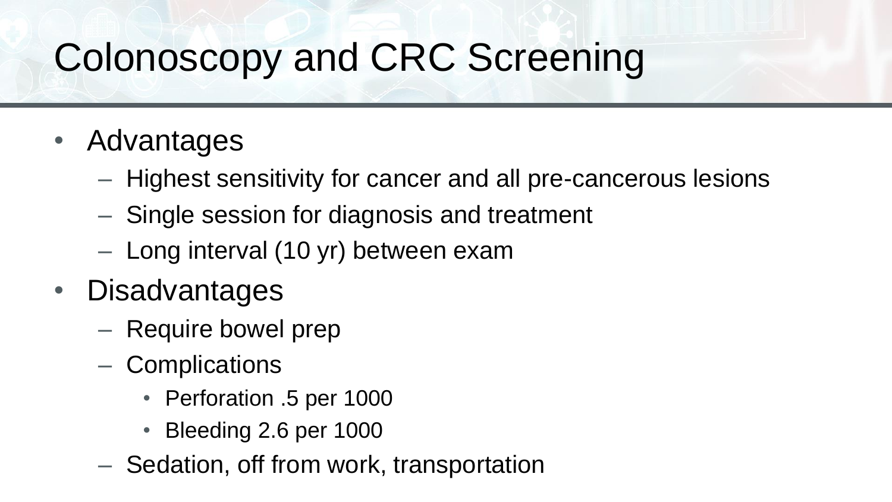# Colonoscopy and CRC Screening

- Advantages
  - Highest sensitivity for cancer and all pre-cancerous lesions
  - Single session for diagnosis and treatment
  - Long interval (10 yr) between exam
- Disadvantages
  - Require bowel prep
  - Complications
    - Perforation .5 per 1000
    - Bleeding 2.6 per 1000
  - Sedation, off from work, transportation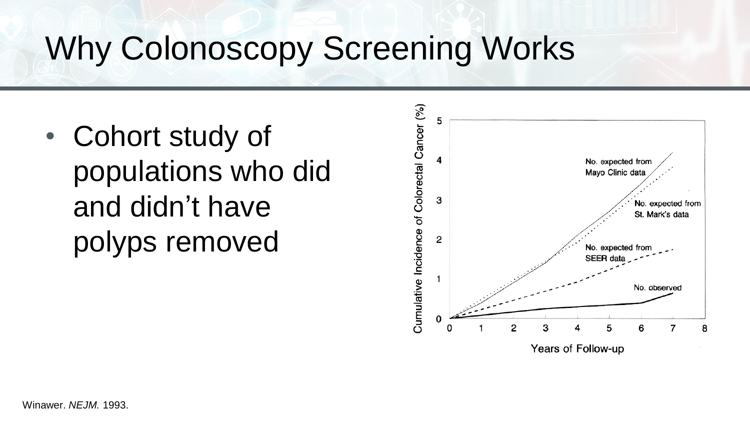# Why Colonoscopy Screening Works

- Cohort study of populations who did and didn't have polyps removed

Cumulative Incidence of Colorectal Cancer (%)

5

4

3

2

1

0

0 1 2 3 4 5 6 7 8

Years of Follow-up

No. expected from Mayo Clinic data

No. expected from St. Mark's data

No. expected from SEER data

No. observed

Winawer. *NEJM.* 1993.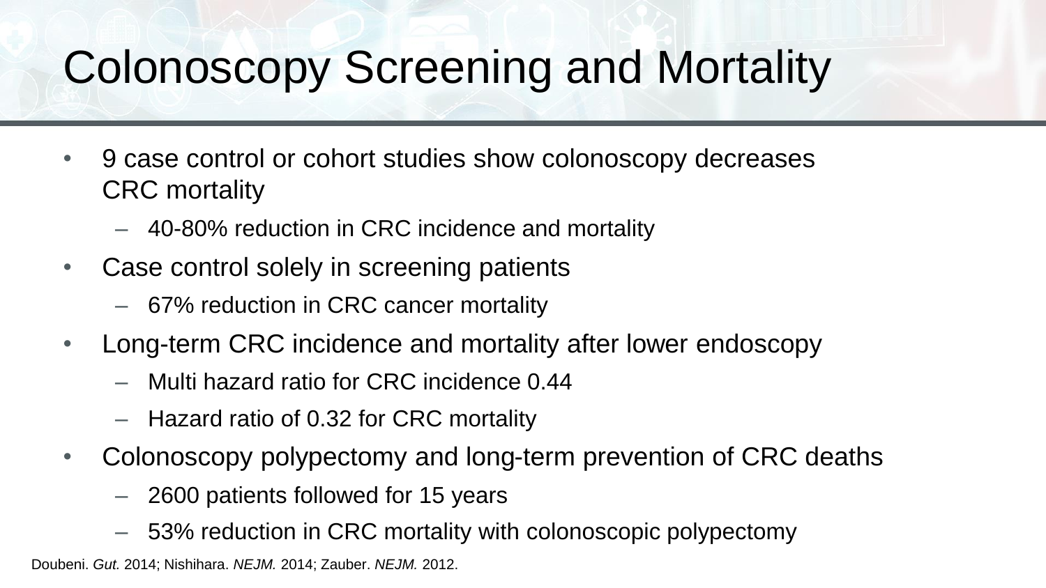# Colonoscopy Screening and Mortality

- 9 case control or cohort studies show colonoscopy decreases CRC mortality
  - 40-80% reduction in CRC incidence and mortality
- Case control solely in screening patients
  - 67% reduction in CRC cancer mortality
- Long-term CRC incidence and mortality after lower endoscopy
  - Multi hazard ratio for CRC incidence 0.44
  - Hazard ratio of 0.32 for CRC mortality
- Colonoscopy polypectomy and long-term prevention of CRC deaths
  - 2600 patients followed for 15 years
  - 53% reduction in CRC mortality with colonoscopic polypectomy

Doubeni. *Gut.* 2014; Nishihara. *NEJM.* 2014; Zauber. *NEJM.* 2012.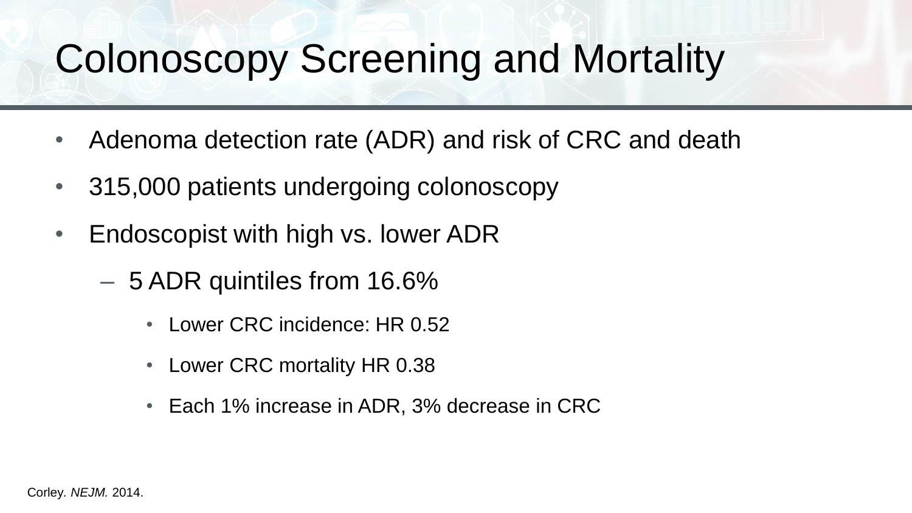# Colonoscopy Screening and Mortality

- Adenoma detection rate (ADR) and risk of CRC and death
- 315,000 patients undergoing colonoscopy
- Endoscopist with high vs. lower ADR
  - 5 ADR quintiles from 16.6%
    - Lower CRC incidence: HR 0.52
    - Lower CRC mortality HR 0.38
    - Each 1% increase in ADR, 3% decrease in CRC

Corley. *NEJM.* 2014.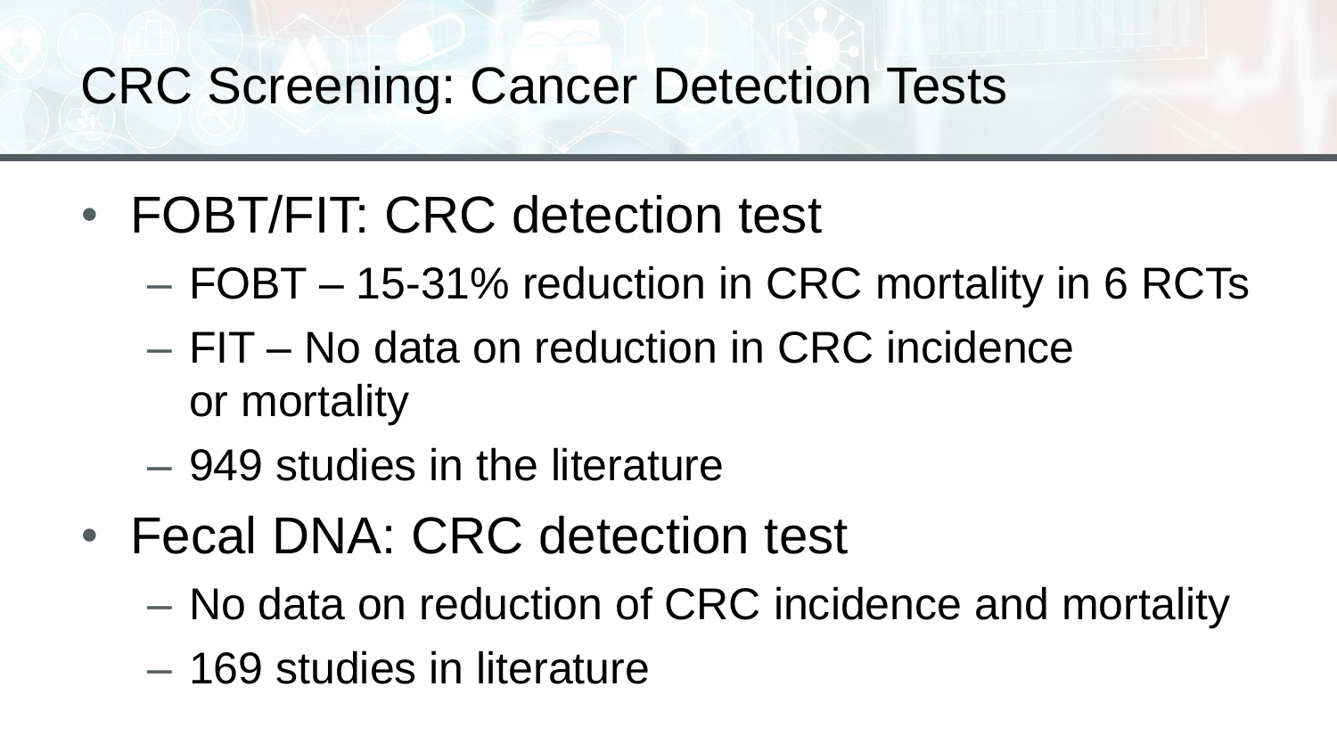# CRC Screening: Cancer Detection Tests

- FOBT/FIT: CRC detection test
  - FOBT – 15-31% reduction in CRC mortality in 6 RCTs
  - FIT – No data on reduction in CRC incidence or mortality
  - 949 studies in the literature
- Fecal DNA: CRC detection test
  - No data on reduction of CRC incidence and mortality
  - 169 studies in literature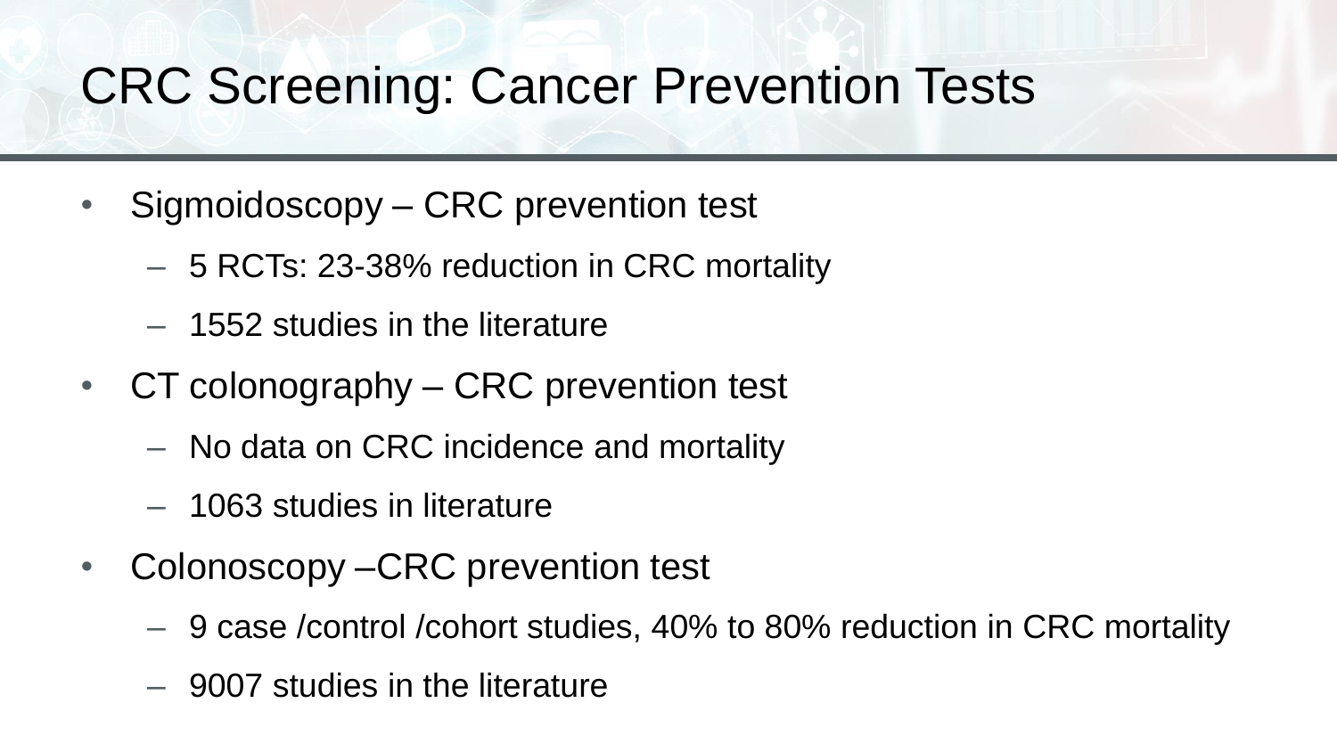# CRC Screening: Cancer Prevention Tests

- Sigmoidoscopy – CRC prevention test
  - 5 RCTs: 23-38% reduction in CRC mortality
  - 1552 studies in the literature
- CT colonography – CRC prevention test
  - No data on CRC incidence and mortality
  - 1063 studies in literature
- Colonoscopy –CRC prevention test
  - 9 case /control /cohort studies, 40% to 80% reduction in CRC mortality
  - 9007 studies in the literature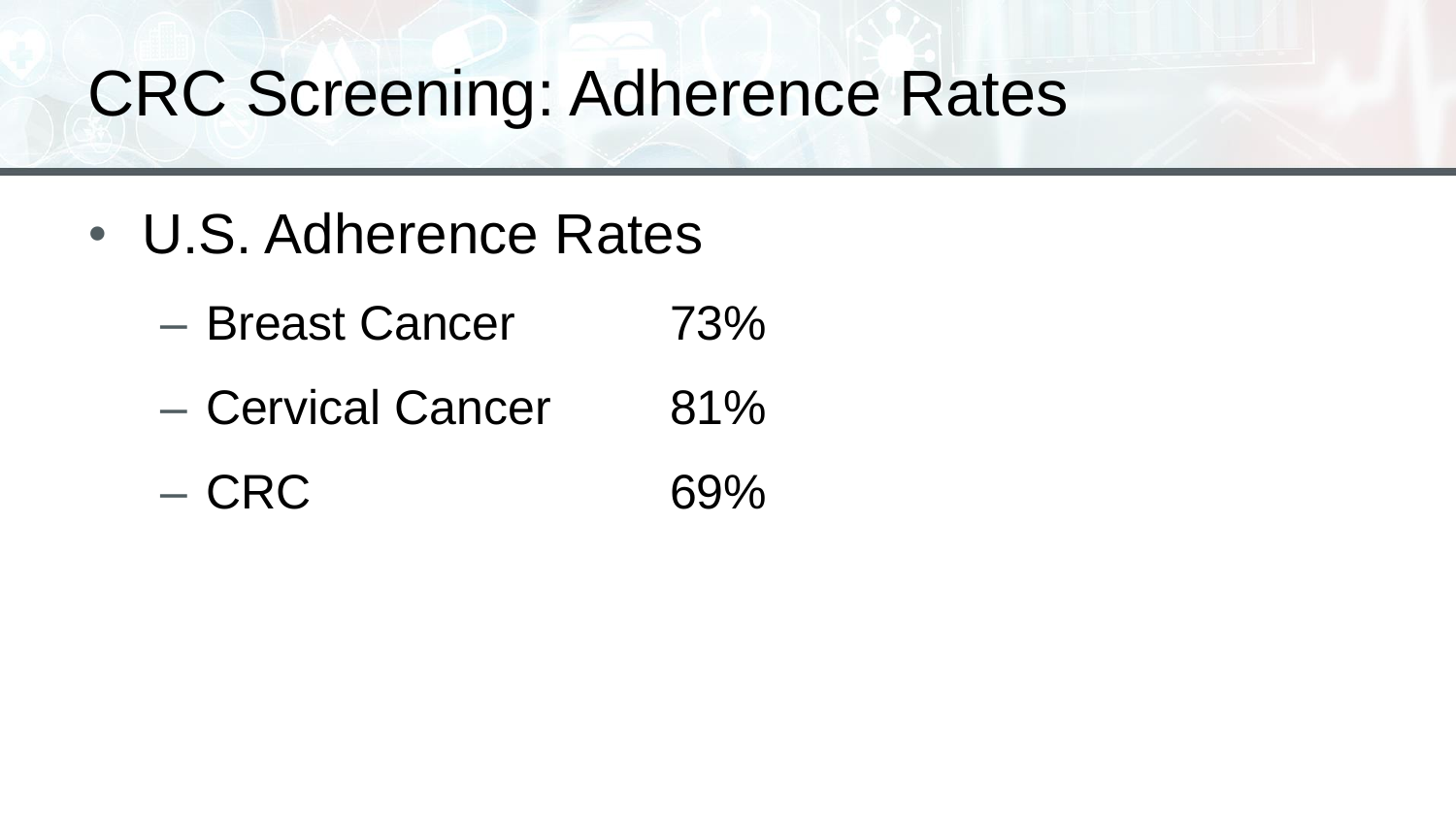# CRC Screening: Adherence Rates

- U.S. Adherence Rates
  - Breast Cancer 73%
  - Cervical Cancer 81%
  - CRC 69%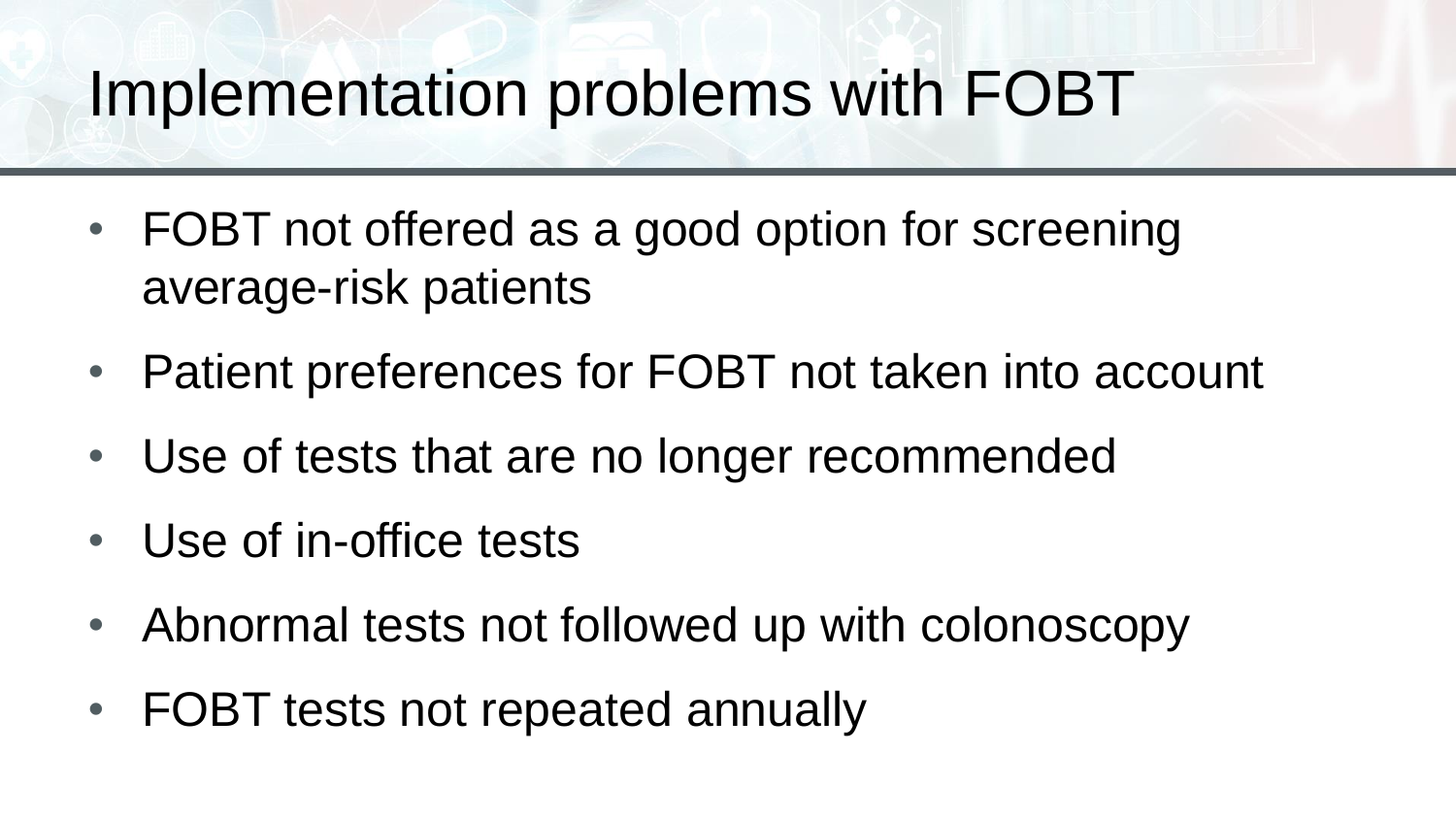# Implementation problems with FOBT

- FOBT not offered as a good option for screening average-risk patients
- Patient preferences for FOBT not taken into account
- Use of tests that are no longer recommended
- Use of in-office tests
- Abnormal tests not followed up with colonoscopy
- FOBT tests not repeated annually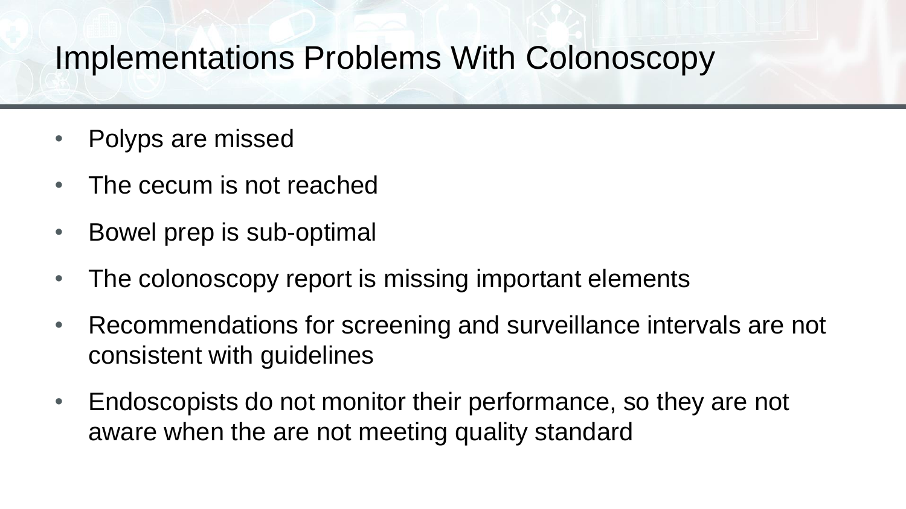# Implementations Problems With Colonoscopy

- Polyps are missed
- The cecum is not reached
- Bowel prep is sub-optimal
- The colonoscopy report is missing important elements
- Recommendations for screening and surveillance intervals are not consistent with guidelines
- Endoscopists do not monitor their performance, so they are not aware when the are not meeting quality standard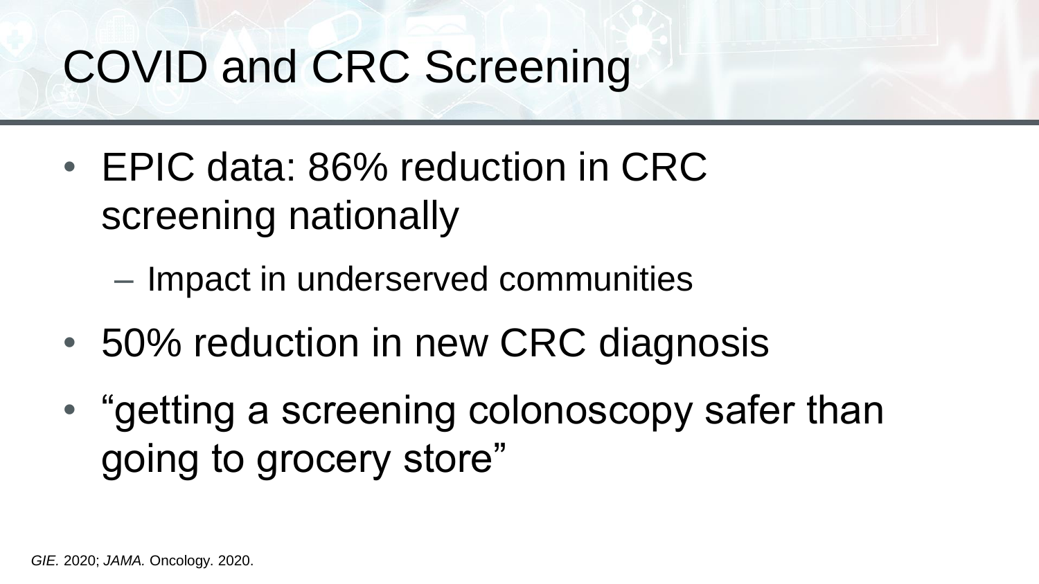# COVID and CRC Screening

- EPIC data: 86% reduction in CRC screening nationally
  - Impact in underserved communities
- 50% reduction in new CRC diagnosis
- "getting a screening colonoscopy safer than going to grocery store"

*GIE.* 2020; *JAMA.* Oncology. 2020.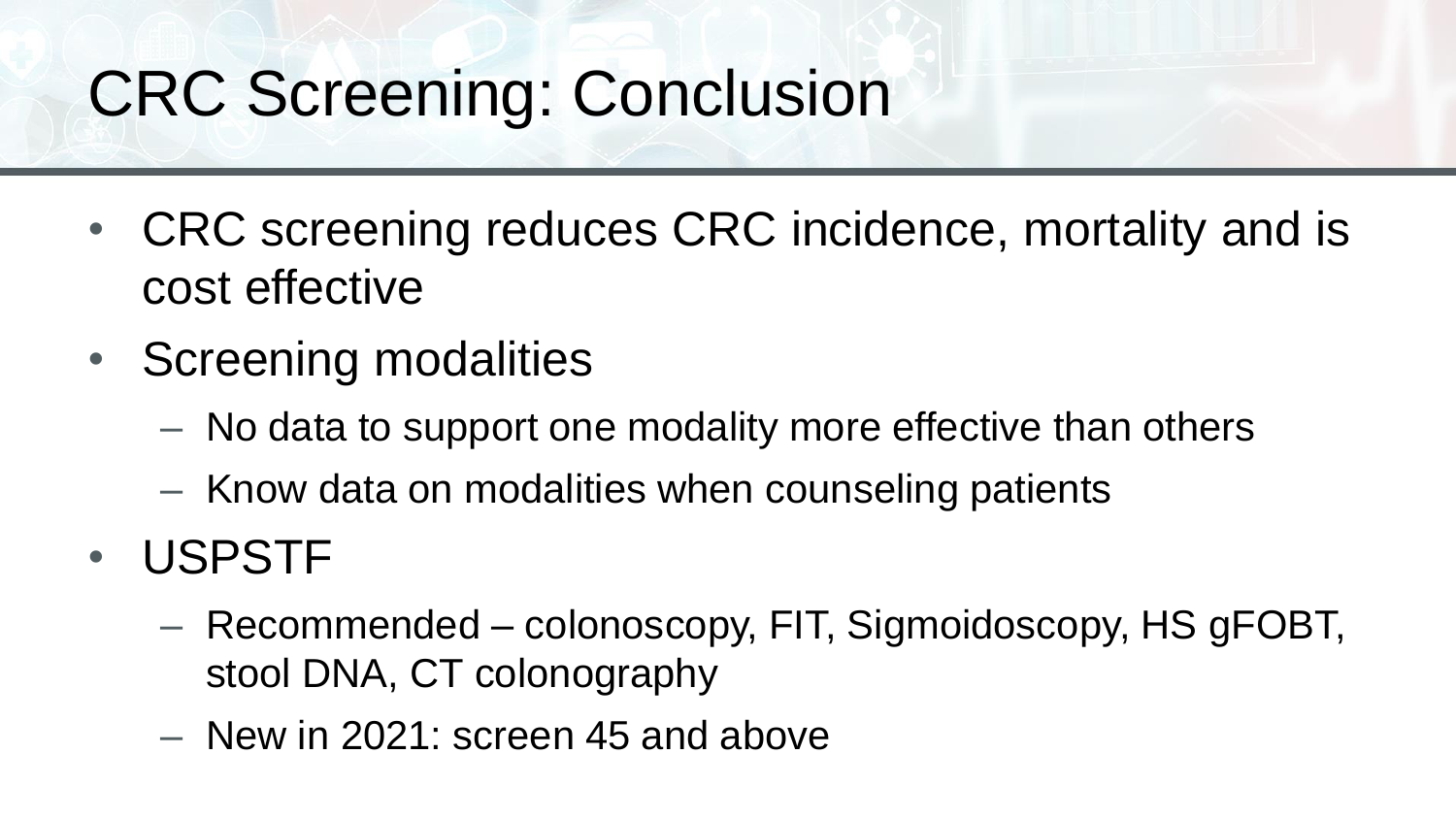# CRC Screening: Conclusion

- CRC screening reduces CRC incidence, mortality and is cost effective
- Screening modalities
  - No data to support one modality more effective than others
  - Know data on modalities when counseling patients
- USPSTF
  - Recommended – colonoscopy, FIT, Sigmoidoscopy, HS gFOBT, stool DNA, CT colonography
  - New in 2021: screen 45 and above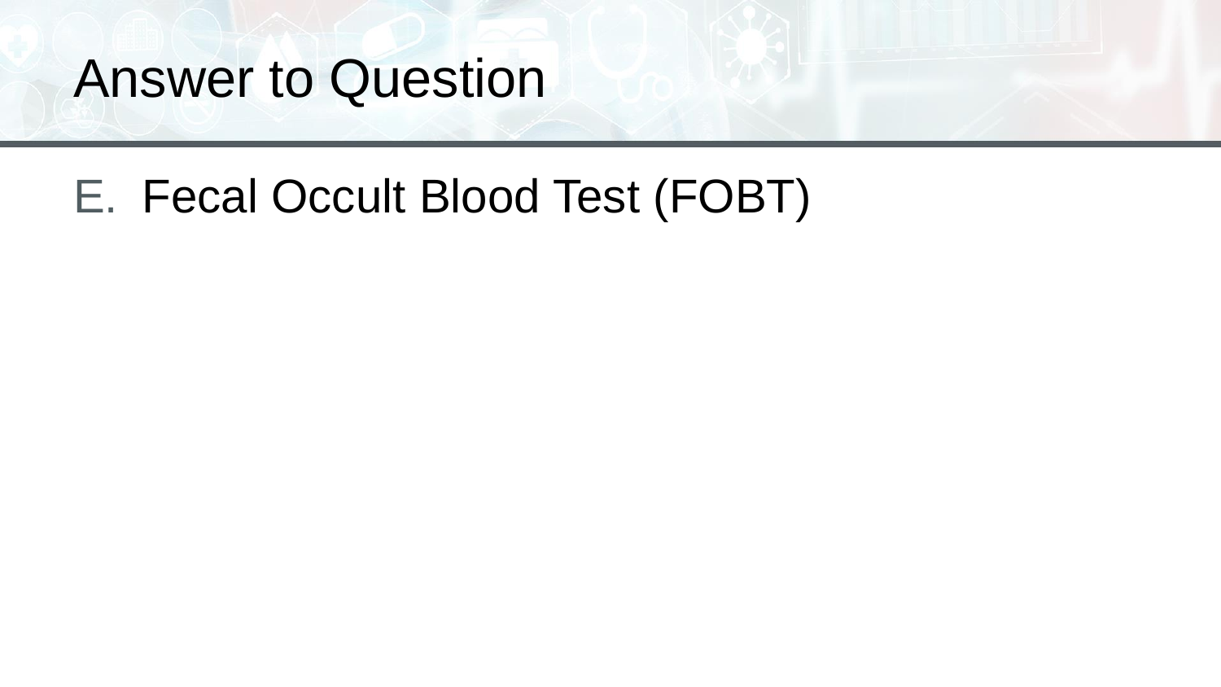# Answer to Question

E. Fecal Occult Blood Test (FOBT)